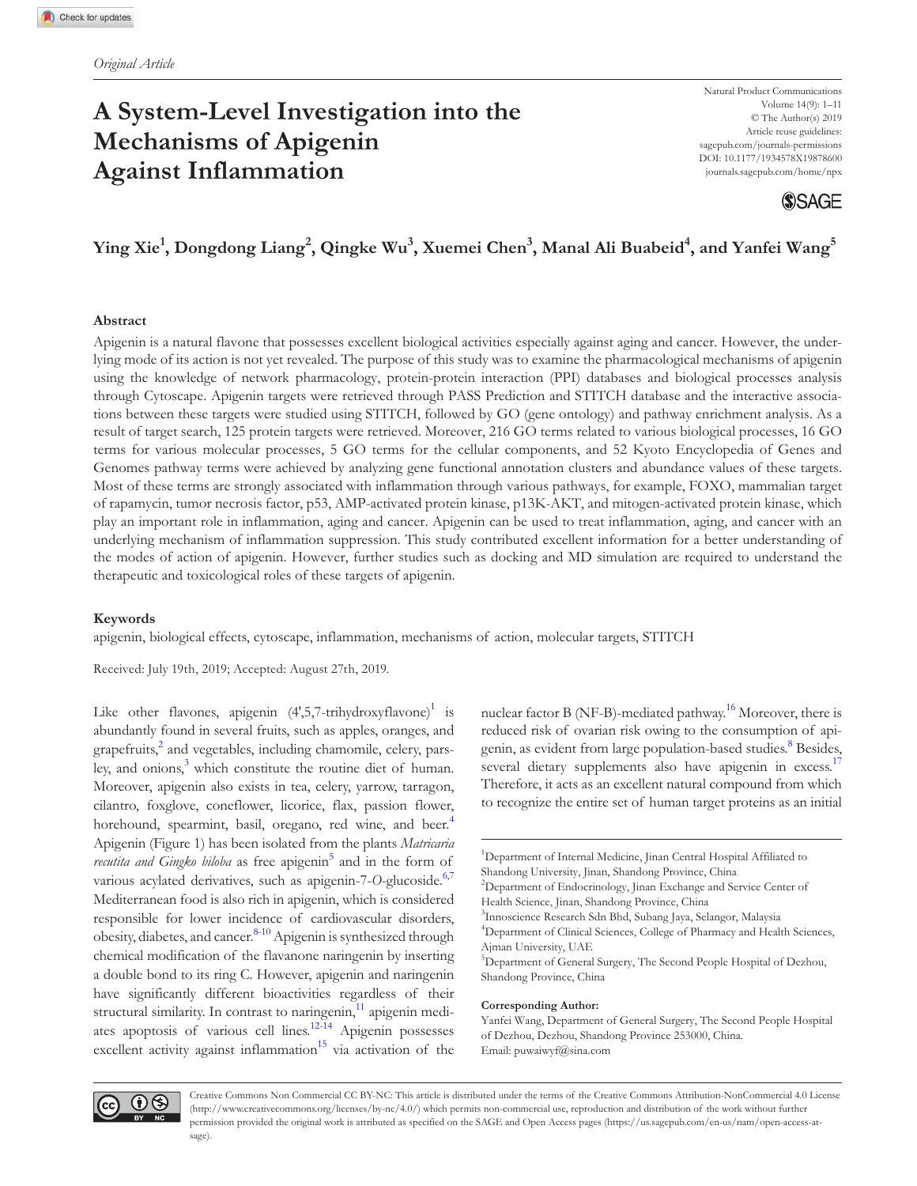*Original Article*

# A System-Level Investigation into the Mechanisms of Apigenin Against Inflammation

Natural Product Communications
Volume 14(9): 1–11
© The Author(s) 2019
Article reuse guidelines:
sagepub.com/journals-permissions
DOI: 10.1177/1934578X19878600
journals.sagepub.com/home/npx

**Ying Xie[1], Dongdong Liang[2], Qingke Wu[3], Xuemei Chen[3], Manal Ali Buabeid[4], and Yanfei Wang[5]**

## Abstract

Apigenin is a natural flavone that possesses excellent biological activities especially against aging and cancer. However, the underlying mode of its action is not yet revealed. The purpose of this study was to examine the pharmacological mechanisms of apigenin using the knowledge of network pharmacology, protein-protein interaction (PPI) databases and biological processes analysis through Cytoscape. Apigenin targets were retrieved through PASS Prediction and STITCH database and the interactive associations between these targets were studied using STITCH, followed by GO (gene ontology) and pathway enrichment analysis. As a result of target search, 125 protein targets were retrieved. Moreover, 216 GO terms related to various biological processes, 16 GO terms for various molecular processes, 5 GO terms for the cellular components, and 52 Kyoto Encyclopedia of Genes and Genomes pathway terms were achieved by analyzing gene functional annotation clusters and abundance values of these targets. Most of these terms are strongly associated with inflammation through various pathways, for example, FOXO, mammalian target of rapamycin, tumor necrosis factor, p53, AMP-activated protein kinase, p13K-AKT, and mitogen-activated protein kinase, which play an important role in inflammation, aging and cancer. Apigenin can be used to treat inflammation, aging, and cancer with an underlying mechanism of inflammation suppression. This study contributed excellent information for a better understanding of the modes of action of apigenin. However, further studies such as docking and MD simulation are required to understand the therapeutic and toxicological roles of these targets of apigenin.

## Keywords

apigenin, biological effects, cytoscape, inflammation, mechanisms of action, molecular targets, STITCH

Received: July 19th, 2019; Accepted: August 27th, 2019.

Like other flavones, apigenin (4',5,7-trihydroxyflavone)[1] is abundantly found in several fruits, such as apples, oranges, and grapefruits,[2] and vegetables, including chamomile, celery, parsley, and onions,[3] which constitute the routine diet of human. Moreover, apigenin also exists in tea, celery, yarrow, tarragon, cilantro, foxglove, coneflower, licorice, flax, passion flower, horehound, spearmint, basil, oregano, red wine, and beer.[4] Apigenin (Figure 1) has been isolated from the plants *Matricaria recutita and Gingko biloba* as free apigenin[5] and in the form of various acylated derivatives, such as apigenin-7-*O*-glucoside.[6,7] Mediterranean food is also rich in apigenin, which is considered responsible for lower incidence of cardiovascular disorders, obesity, diabetes, and cancer.[8-10] Apigenin is synthesized through chemical modification of the flavanone naringenin by inserting a double bond to its ring C. However, apigenin and naringenin have significantly different bioactivities regardless of their structural similarity. In contrast to naringenin,[11] apigenin mediates apoptosis of various cell lines.[12-14] Apigenin possesses excellent activity against inflammation[15] via activation of the nuclear factor B (NF-B)-mediated pathway.[16] Moreover, there is reduced risk of ovarian risk owing to the consumption of apigenin, as evident from large population-based studies.[8] Besides, several dietary supplements also have apigenin in excess.[17] Therefore, it acts as an excellent natural compound from which to recognize the entire set of human target proteins as an initial

[1]Department of Internal Medicine, Jinan Central Hospital Affiliated to Shandong University, Jinan, Shandong Province, China
[2]Department of Endocrinology, Jinan Exchange and Service Center of Health Science, Jinan, Shandong Province, China
[3]Innoscience Research Sdn Bhd, Subang Jaya, Selangor, Malaysia
[4]Department of Clinical Sciences, College of Pharmacy and Health Sciences, Ajman University, UAE
[5]Department of General Surgery, The Second People Hospital of Dezhou, Shandong Province, China

**Corresponding Author:**
Yanfei Wang, Department of General Surgery, The Second People Hospital of Dezhou, Dezhou, Shandong Province 253000, China.
Email: puwaiwyf@sina.com

Creative Commons Non Commercial CC BY-NC: This article is distributed under the terms of the Creative Commons Attribution-NonCommercial 4.0 License (http://www.creativecommons.org/licenses/by-nc/4.0/) which permits non-commercial use, reproduction and distribution of the work without further permission provided the original work is attributed as specified on the SAGE and Open Access pages (https://us.sagepub.com/en-us/nam/open-access-at-sage).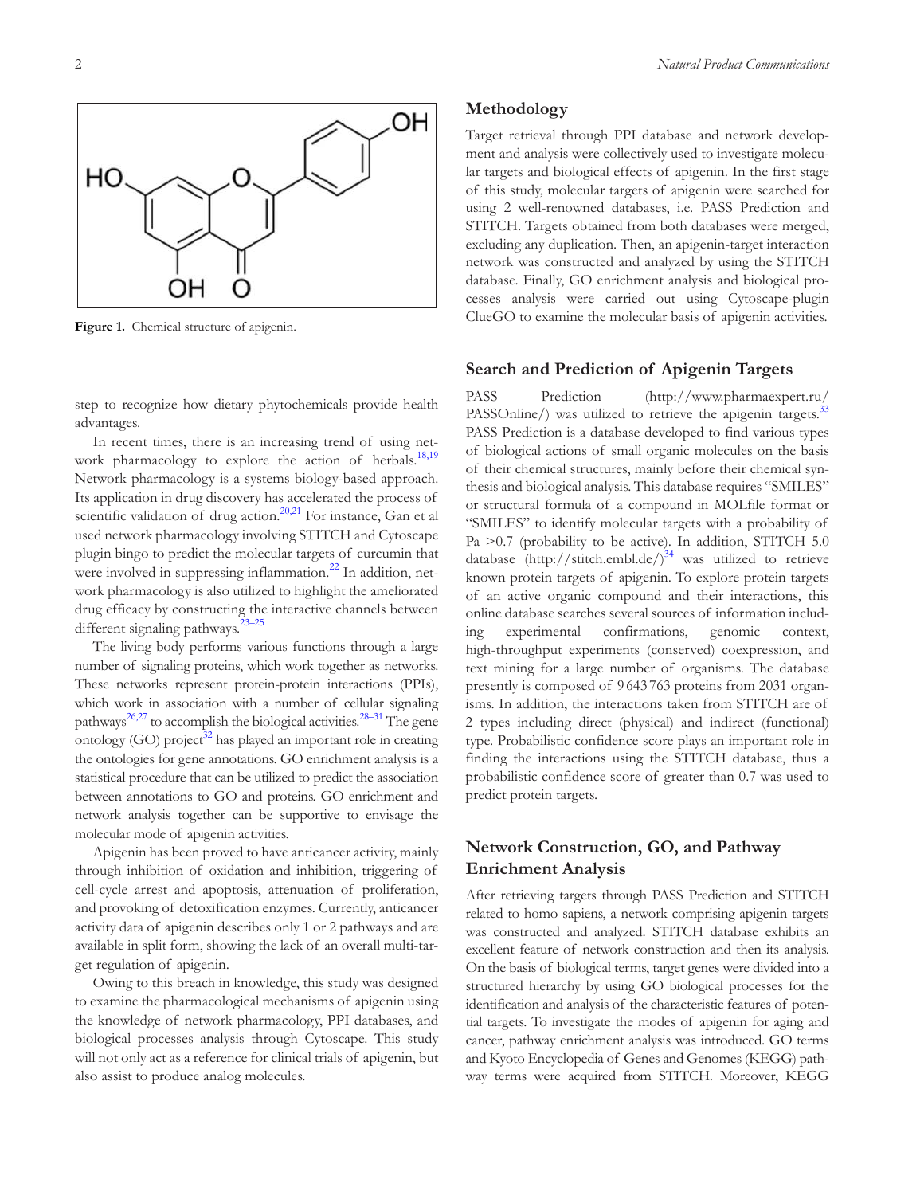Figure 1. Chemical structure of apigenin.

step to recognize how dietary phytochemicals provide health advantages.

In recent times, there is an increasing trend of using network pharmacology to explore the action of herbals.[18,19] Network pharmacology is a systems biology-based approach. Its application in drug discovery has accelerated the process of scientific validation of drug action.[20,21] For instance, Gan et al used network pharmacology involving STITCH and Cytoscape plugin bingo to predict the molecular targets of curcumin that were involved in suppressing inflammation.[22] In addition, network pharmacology is also utilized to highlight the ameliorated drug efficacy by constructing the interactive channels between different signaling pathways.[23–25]

The living body performs various functions through a large number of signaling proteins, which work together as networks. These networks represent protein-protein interactions (PPIs), which work in association with a number of cellular signaling pathways[26,27] to accomplish the biological activities.[28–31] The gene ontology (GO) project[32] has played an important role in creating the ontologies for gene annotations. GO enrichment analysis is a statistical procedure that can be utilized to predict the association between annotations to GO and proteins. GO enrichment and network analysis together can be supportive to envisage the molecular mode of apigenin activities.

Apigenin has been proved to have anticancer activity, mainly through inhibition of oxidation and inhibition, triggering of cell-cycle arrest and apoptosis, attenuation of proliferation, and provoking of detoxification enzymes. Currently, anticancer activity data of apigenin describes only 1 or 2 pathways and are available in split form, showing the lack of an overall multi-target regulation of apigenin.

Owing to this breach in knowledge, this study was designed to examine the pharmacological mechanisms of apigenin using the knowledge of network pharmacology, PPI databases, and biological processes analysis through Cytoscape. This study will not only act as a reference for clinical trials of apigenin, but also assist to produce analog molecules.

## Methodology

Target retrieval through PPI database and network development and analysis were collectively used to investigate molecular targets and biological effects of apigenin. In the first stage of this study, molecular targets of apigenin were searched for using 2 well-renowned databases, i.e. PASS Prediction and STITCH. Targets obtained from both databases were merged, excluding any duplication. Then, an apigenin-target interaction network was constructed and analyzed by using the STITCH database. Finally, GO enrichment analysis and biological processes analysis were carried out using Cytoscape-plugin ClueGO to examine the molecular basis of apigenin activities.

## Search and Prediction of Apigenin Targets

PASS Prediction (http://www.pharmaexpert.ru/PASSOnline/) was utilized to retrieve the apigenin targets.[33] PASS Prediction is a database developed to find various types of biological actions of small organic molecules on the basis of their chemical structures, mainly before their chemical synthesis and biological analysis. This database requires "SMILES" or structural formula of a compound in MOLfile format or "SMILES" to identify molecular targets with a probability of Pa >0.7 (probability to be active). In addition, STITCH 5.0 database (http://stitch.embl.de/)[34] was utilized to retrieve known protein targets of apigenin. To explore protein targets of an active organic compound and their interactions, this online database searches several sources of information including experimental confirmations, genomic context, high-throughput experiments (conserved) coexpression, and text mining for a large number of organisms. The database presently is composed of 9 643 763 proteins from 2031 organisms. In addition, the interactions taken from STITCH are of 2 types including direct (physical) and indirect (functional) type. Probabilistic confidence score plays an important role in finding the interactions using the STITCH database, thus a probabilistic confidence score of greater than 0.7 was used to predict protein targets.

## Network Construction, GO, and Pathway Enrichment Analysis

After retrieving targets through PASS Prediction and STITCH related to homo sapiens, a network comprising apigenin targets was constructed and analyzed. STITCH database exhibits an excellent feature of network construction and then its analysis. On the basis of biological terms, target genes were divided into a structured hierarchy by using GO biological processes for the identification and analysis of the characteristic features of potential targets. To investigate the modes of apigenin for aging and cancer, pathway enrichment analysis was introduced. GO terms and Kyoto Encyclopedia of Genes and Genomes (KEGG) pathway terms were acquired from STITCH. Moreover, KEGG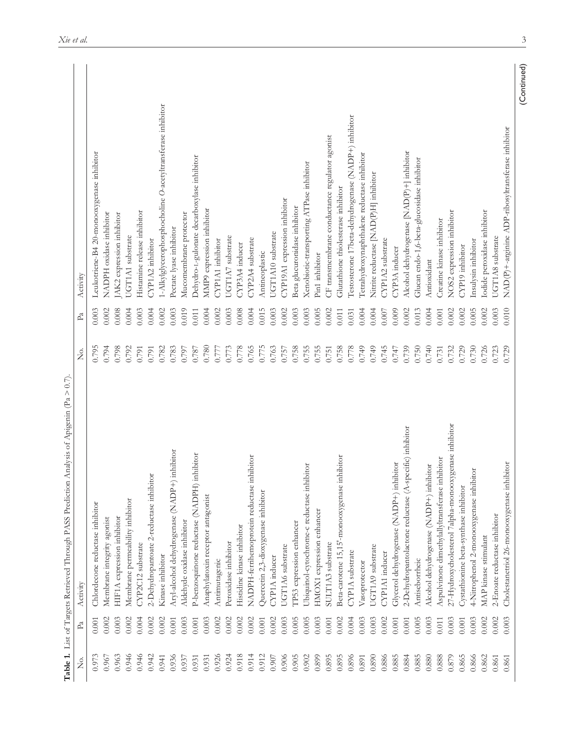**Table 1.** List of Targets Retrieved Through PASS Prediction Analysis of Apigenin (Pa > 0.7).

| No. | Pa | Activity | No. | Pa | Activity |
|---|---|---|---|---|---|
| 0.973 | 0.001 | Chlordecone reductase inhibitor | 0.795 | 0.003 | Leukotriene-B4 20-monooxygenase inhibitor |
| 0.967 | 0.002 | Membrane integrity agonist | 0.794 | 0.002 | NADPH oxidase inhibitor |
| 0.963 | 0.003 | HIF1A expression inhibitor | 0.798 | 0.008 | JAK2 expression inhibitor |
| 0.946 | 0.002 | Membrane permeability inhibitor | 0.792 | 0.004 | UGT1A1 substrate |
| 0.946 | 0.004 | CYP2C12 substrate | 0.791 | 0.003 | Histamine release inhibitor |
| 0.942 | 0.002 | 2-Dehydropantoate 2-reductase inhibitor | 0.791 | 0.004 | CYP1A2 inhibitor |
| 0.941 | 0.002 | Kinase inhibitor | 0.782 | 0.002 | 1-Alkylglycerophosphocholine *O*-acetyltransferase inhibitor |
| 0.936 | 0.001 | Aryl-alcohol dehydrogenase (NADP+) inhibitor | 0.783 | 0.003 | Pectate lyase inhibitor |
| 0.937 | 0.003 | Aldehyde oxidase inhibitor | 0.797 | 0.019 | Mucomembrane protector |
| 0.931 | 0.001 | P-benzoquinone reductase (NADPH) inhibitor | 0.787 | 0.011 | Dehydro-L-gulonate decarboxylase inhibitor |
| 0.931 | 0.003 | Anaphylatoxin receptor antagonist | 0.780 | 0.004 | MMP9 expression inhibitor |
| 0.926 | 0.002 | Antimutagenic | 0.777 | 0.002 | CYP1A1 inhibitor |
| 0.924 | 0.002 | Peroxidase inhibitor | 0.773 | 0.003 | UGT1A7 substrate |
| 0.918 | 0.002 | Histidine kinase inhibitor | 0.778 | 0.008 | CYP3A4 inducer |
| 0.914 | 0.002 | NADPH-ferrihemoprotein reductase inhibitor | 0.765 | 0.004 | CYP2A4 substrate |
| 0.912 | 0.001 | Quercetin 2,3-dioxygenase inhibitor | 0.775 | 0.015 | Antineoplastic |
| 0.907 | 0.002 | CYP1A inducer | 0.763 | 0.003 | UGT1A10 substrate |
| 0.906 | 0.003 | UGT1A6 substrate | 0.757 | 0.002 | CYP19A1 expression inhibitor |
| 0.905 | 0.005 | TP53 expression enhancer | 0.758 | 0.003 | Beta glucuronidase inhibitor |
| 0.902 | 0.005 | Ubiquinol-cytochrome-c reductase inhibitor | 0.755 | 0.003 | Xenobiotic-transporting ATPase inhibitor |
| 0.899 | 0.003 | HMOX1 expression enhancer | 0.755 | 0.005 | Pin1 inhibitor |
| 0.895 | 0.001 | SULT1A3 substrate | 0.751 | 0.002 | CF transmembrane conductance regulator agonist |
| 0.895 | 0.002 | Beta-carotene 15,15'-monooxygenase inhibitor | 0.758 | 0.011 | Glutathione thiolesterase inhibitor |
| 0.896 | 0.004 | CYP1A substrate | 0.778 | 0.031 | Testosterone 17beta-dehydrogenase (NADP+) inhibitor |
| 0.891 | 0.003 | Vasoprotector | 0.749 | 0.004 | Tetrahydroxynaphthalene reductase inhibitor |
| 0.890 | 0.003 | UGT1A9 substrate | 0.749 | 0.004 | Nitrite reductase [NAD(P)H] inhibitor |
| 0.886 | 0.002 | CYP1A1 inducer | 0.745 | 0.007 | CYP1A2 substrate |
| 0.885 | 0.001 | Glycerol dehydrogenase (NADP+) inhibitor | 0.747 | 0.009 | CYP3A inducer |
| 0.884 | 0.001 | 2-Dehydropantolactone reductase (A-specific) inhibitor | 0.739 | 0.002 | Alcohol dehydrogenase [NAD(P)+] inhibitor |
| 0.885 | 0.005 | Antiseborrheic | 0.750 | 0.013 | Glucan endo-1,6-beta-glucosidase inhibitor |
| 0.880 | 0.003 | Alcohol dehydrogenase (NADP+) inhibitor | 0.740 | 0.004 | Antioxidant |
| 0.888 | 0.011 | Aspulvinone dimethylallyltransferase inhibitor | 0.731 | 0.001 | Creatine kinase inhibitor |
| 0.879 | 0.003 | 27-Hydroxycholesterol 7alpha-monooxygenase inhibitor | 0.732 | 0.002 | NOS2 expression inhibitor |
| 0.865 | 0.001 | Cystathionine beta-synthase inhibitor | 0.729 | 0.002 | CYP19 inhibitor |
| 0.866 | 0.003 | 4-Nitrophenol 2-monooxygenase inhibitor | 0.730 | 0.005 | Insulysin inhibitor |
| 0.862 | 0.002 | MAP kinase stimulant | 0.726 | 0.002 | Iodide peroxidase inhibitor |
| 0.861 | 0.002 | 2-Enoate reductase inhibitor | 0.723 | 0.003 | UGT1A8 substrate |
| 0.861 | 0.003 | Cholestanetriol 26-monooxygenase inhibitor | 0.729 | 0.010 | NAD(P)+-arginine ADP-ribosyltransferase inhibitor |

(Continued)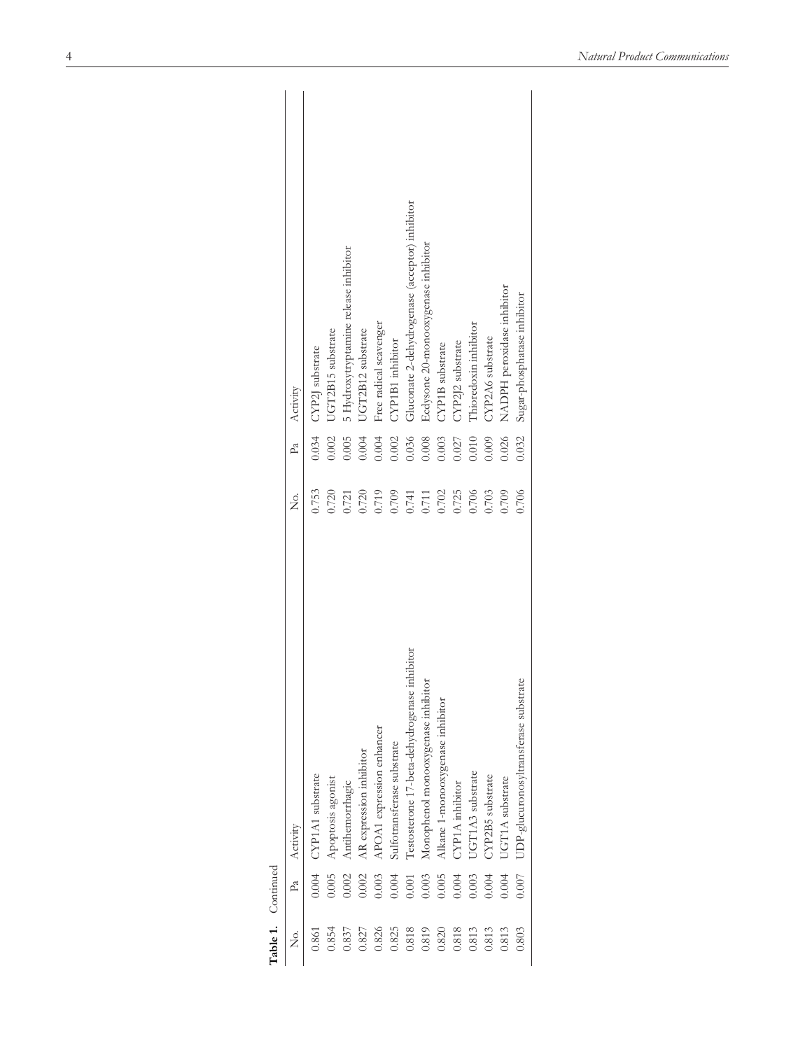**Table 1.** Continued

| No. | Pa | Activity | No. | Pa | Activity |
|---|---|---|---|---|---|
| 0.861 | 0.004 | CYP1A1 substrate | 0.753 | 0.034 | CYP2J substrate |
| 0.854 | 0.005 | Apoptosis agonist | 0.720 | 0.002 | UGT2B15 substrate |
| 0.837 | 0.002 | Antihemorrhagic | 0.721 | 0.005 | 5 Hydroxytryptamine release inhibitor |
| 0.827 | 0.002 | AR expression inhibitor | 0.720 | 0.004 | UGT2B12 substrate |
| 0.826 | 0.003 | APOA1 expression enhancer | 0.719 | 0.004 | Free radical scavenger |
| 0.825 | 0.004 | Sulfotransferase substrate | 0.709 | 0.002 | CYP1B1 inhibitor |
| 0.818 | 0.001 | Testosterone 17-beta-dehydrogenase inhibitor | 0.741 | 0.036 | Gluconate 2-dehydrogenase (acceptor) inhibitor |
| 0.819 | 0.003 | Monophenol monooxygenase inhibitor | 0.711 | 0.008 | Ecdysone 20-monooxygenase inhibitor |
| 0.820 | 0.005 | Alkane 1-monooxygenase inhibitor | 0.702 | 0.003 | CYP1B substrate |
| 0.818 | 0.004 | CYP1A inhibitor | 0.725 | 0.027 | CYP2J2 substrate |
| 0.813 | 0.003 | UGT1A3 substrate | 0.706 | 0.010 | Thioredoxin inhibitor |
| 0.813 | 0.004 | CYP2B5 substrate | 0.703 | 0.009 | CYP2A6 substrate |
| 0.813 | 0.004 | UGT1A substrate | 0.709 | 0.026 | NADPH peroxidase inhibitor |
| 0.803 | 0.007 | UDP-glucuronosyltransferase substrate | 0.706 | 0.032 | Sugar-phosphatase inhibitor |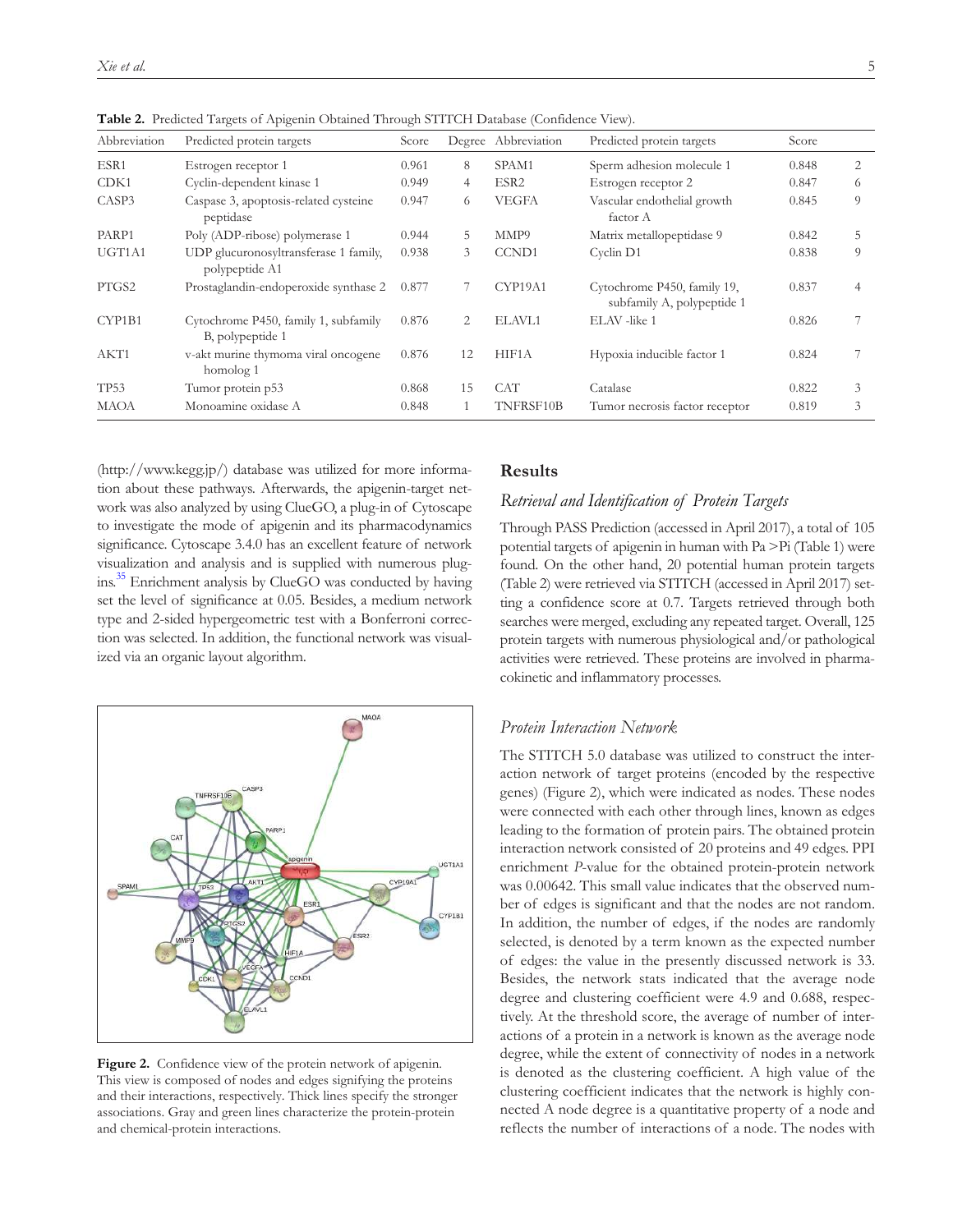**Table 2.** Predicted Targets of Apigenin Obtained Through STITCH Database (Confidence View).

| Abbreviation | Predicted protein targets | Score | Degree | Abbreviation | Predicted protein targets | Score | |
|---|---|---|---|---|---|---|---|
| ESR1 | Estrogen receptor 1 | 0.961 | 8 | SPAM1 | Sperm adhesion molecule 1 | 0.848 | 2 |
| CDK1 | Cyclin-dependent kinase 1 | 0.949 | 4 | ESR2 | Estrogen receptor 2 | 0.847 | 6 |
| CASP3 | Caspase 3, apoptosis-related cysteine peptidase | 0.947 | 6 | VEGFA | Vascular endothelial growth factor A | 0.845 | 9 |
| PARP1 | Poly (ADP-ribose) polymerase 1 | 0.944 | 5 | MMP9 | Matrix metallopeptidase 9 | 0.842 | 5 |
| UGT1A1 | UDP glucuronosyltransferase 1 family, polypeptide A1 | 0.938 | 3 | CCND1 | Cyclin D1 | 0.838 | 9 |
| PTGS2 | Prostaglandin-endoperoxide synthase 2 | 0.877 | 7 | CYP19A1 | Cytochrome P450, family 19, subfamily A, polypeptide 1 | 0.837 | 4 |
| CYP1B1 | Cytochrome P450, family 1, subfamily B, polypeptide 1 | 0.876 | 2 | ELAVL1 | ELAV -like 1 | 0.826 | 7 |
| AKT1 | v-akt murine thymoma viral oncogene homolog 1 | 0.876 | 12 | HIF1A | Hypoxia inducible factor 1 | 0.824 | 7 |
| TP53 | Tumor protein p53 | 0.868 | 15 | CAT | Catalase | 0.822 | 3 |
| MAOA | Monoamine oxidase A | 0.848 | 1 | TNFRSF10B | Tumor necrosis factor receptor | 0.819 | 3 |

(http://www.kegg.jp/) database was utilized for more information about these pathways. Afterwards, the apigenin-target network was also analyzed by using ClueGO, a plug-in of Cytoscape to investigate the mode of apigenin and its pharmacodynamics significance. Cytoscape 3.4.0 has an excellent feature of network visualization and analysis and is supplied with numerous plugins.[35] Enrichment analysis by ClueGO was conducted by having set the level of significance at 0.05. Besides, a medium network type and 2-sided hypergeometric test with a Bonferroni correction was selected. In addition, the functional network was visualized via an organic layout algorithm.

**Figure 2.** Confidence view of the protein network of apigenin. This view is composed of nodes and edges signifying the proteins and their interactions, respectively. Thick lines specify the stronger associations. Gray and green lines characterize the protein-protein and chemical-protein interactions.

## Results

### *Retrieval and Identification of Protein Targets*

Through PASS Prediction (accessed in April 2017), a total of 105 potential targets of apigenin in human with Pa >Pi (Table 1) were found. On the other hand, 20 potential human protein targets (Table 2) were retrieved via STITCH (accessed in April 2017) setting a confidence score at 0.7. Targets retrieved through both searches were merged, excluding any repeated target. Overall, 125 protein targets with numerous physiological and/or pathological activities were retrieved. These proteins are involved in pharmacokinetic and inflammatory processes.

### *Protein Interaction Network*

The STITCH 5.0 database was utilized to construct the interaction network of target proteins (encoded by the respective genes) (Figure 2), which were indicated as nodes. These nodes were connected with each other through lines, known as edges leading to the formation of protein pairs. The obtained protein interaction network consisted of 20 proteins and 49 edges. PPI enrichment *P*-value for the obtained protein-protein network was 0.00642. This small value indicates that the observed number of edges is significant and that the nodes are not random. In addition, the number of edges, if the nodes are randomly selected, is denoted by a term known as the expected number of edges: the value in the presently discussed network is 33. Besides, the network stats indicated that the average node degree and clustering coefficient were 4.9 and 0.688, respectively. At the threshold score, the average of number of interactions of a protein in a network is known as the average node degree, while the extent of connectivity of nodes in a network is denoted as the clustering coefficient. A high value of the clustering coefficient indicates that the network is highly connected A node degree is a quantitative property of a node and reflects the number of interactions of a node. The nodes with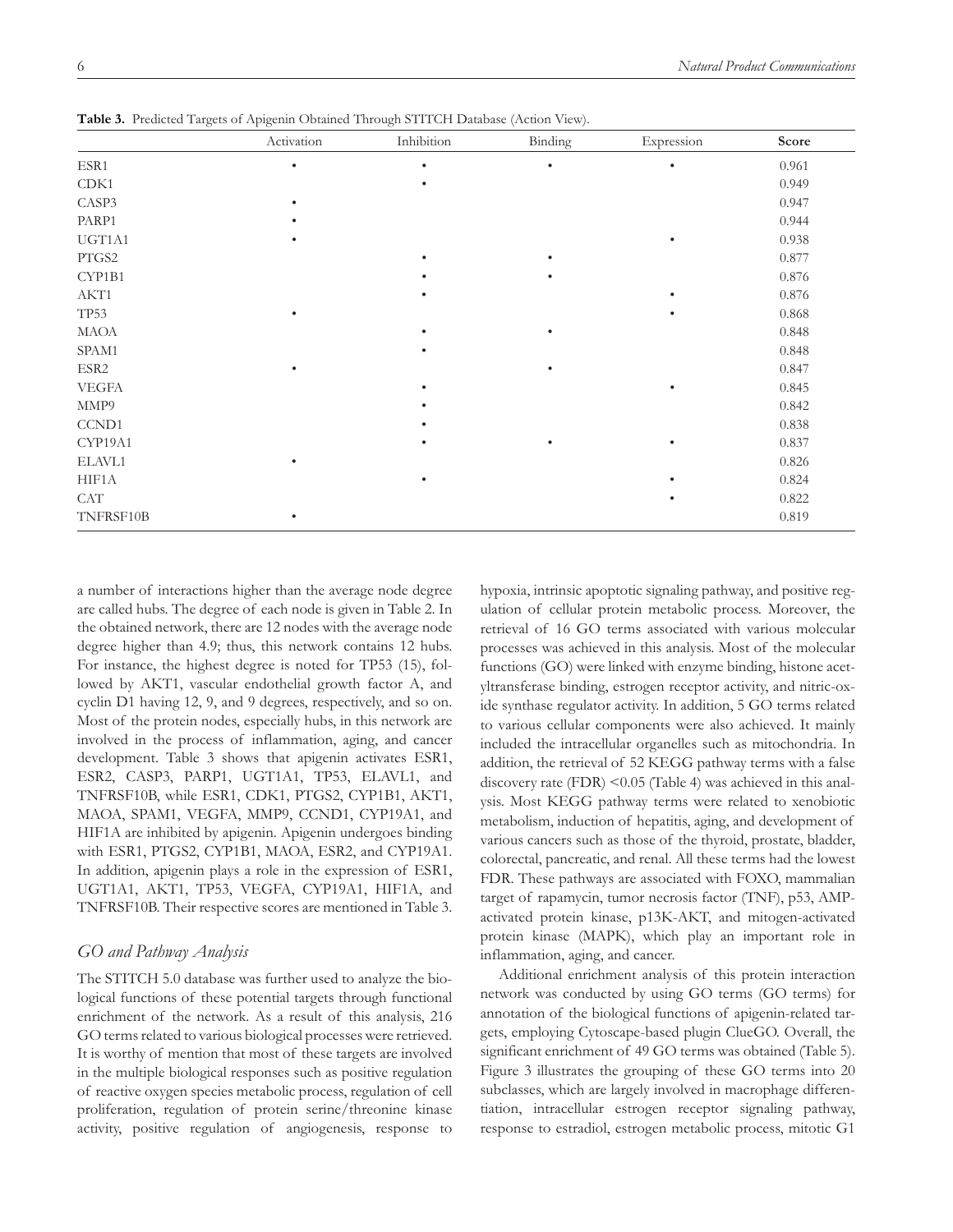**Table 3.** Predicted Targets of Apigenin Obtained Through STITCH Database (Action View).

| | Activation | Inhibition | Binding | Expression | **Score** |
|---|---|---|---|---|---|
| ESR1 | • | • | • | • | 0.961 |
| CDK1 | | • | | | 0.949 |
| CASP3 | • | | | | 0.947 |
| PARP1 | • | | | | 0.944 |
| UGT1A1 | • | | | • | 0.938 |
| PTGS2 | | • | • | | 0.877 |
| CYP1B1 | | • | • | | 0.876 |
| AKT1 | | • | | • | 0.876 |
| TP53 | • | | | • | 0.868 |
| MAOA | | • | • | | 0.848 |
| SPAM1 | | • | | | 0.848 |
| ESR2 | • | | • | | 0.847 |
| VEGFA | | • | | • | 0.845 |
| MMP9 | | • | | | 0.842 |
| CCND1 | | • | | | 0.838 |
| CYP19A1 | | • | • | • | 0.837 |
| ELAVL1 | • | | | | 0.826 |
| HIF1A | | • | | • | 0.824 |
| CAT | | | | • | 0.822 |
| TNFRSF10B | • | | | | 0.819 |

a number of interactions higher than the average node degree are called hubs. The degree of each node is given in Table 2. In the obtained network, there are 12 nodes with the average node degree higher than 4.9; thus, this network contains 12 hubs. For instance, the highest degree is noted for TP53 (15), followed by AKT1, vascular endothelial growth factor A, and cyclin D1 having 12, 9, and 9 degrees, respectively, and so on. Most of the protein nodes, especially hubs, in this network are involved in the process of inflammation, aging, and cancer development. Table 3 shows that apigenin activates ESR1, ESR2, CASP3, PARP1, UGT1A1, TP53, ELAVL1, and TNFRSF10B, while ESR1, CDK1, PTGS2, CYP1B1, AKT1, MAOA, SPAM1, VEGFA, MMP9, CCND1, CYP19A1, and HIF1A are inhibited by apigenin. Apigenin undergoes binding with ESR1, PTGS2, CYP1B1, MAOA, ESR2, and CYP19A1. In addition, apigenin plays a role in the expression of ESR1, UGT1A1, AKT1, TP53, VEGFA, CYP19A1, HIF1A, and TNFRSF10B. Their respective scores are mentioned in Table 3.

### *GO and Pathway Analysis*

The STITCH 5.0 database was further used to analyze the biological functions of these potential targets through functional enrichment of the network. As a result of this analysis, 216 GO terms related to various biological processes were retrieved. It is worthy of mention that most of these targets are involved in the multiple biological responses such as positive regulation of reactive oxygen species metabolic process, regulation of cell proliferation, regulation of protein serine/threonine kinase activity, positive regulation of angiogenesis, response to hypoxia, intrinsic apoptotic signaling pathway, and positive regulation of cellular protein metabolic process. Moreover, the retrieval of 16 GO terms associated with various molecular processes was achieved in this analysis. Most of the molecular functions (GO) were linked with enzyme binding, histone acetyltransferase binding, estrogen receptor activity, and nitric-oxide synthase regulator activity. In addition, 5 GO terms related to various cellular components were also achieved. It mainly included the intracellular organelles such as mitochondria. In addition, the retrieval of 52 KEGG pathway terms with a false discovery rate (FDR) <0.05 (Table 4) was achieved in this analysis. Most KEGG pathway terms were related to xenobiotic metabolism, induction of hepatitis, aging, and development of various cancers such as those of the thyroid, prostate, bladder, colorectal, pancreatic, and renal. All these terms had the lowest FDR. These pathways are associated with FOXO, mammalian target of rapamycin, tumor necrosis factor (TNF), p53, AMP-activated protein kinase, p13K-AKT, and mitogen-activated protein kinase (MAPK), which play an important role in inflammation, aging, and cancer.

Additional enrichment analysis of this protein interaction network was conducted by using GO terms (GO terms) for annotation of the biological functions of apigenin-related targets, employing Cytoscape-based plugin ClueGO. Overall, the significant enrichment of 49 GO terms was obtained (Table 5). Figure 3 illustrates the grouping of these GO terms into 20 subclasses, which are largely involved in macrophage differentiation, intracellular estrogen receptor signaling pathway, response to estradiol, estrogen metabolic process, mitotic G1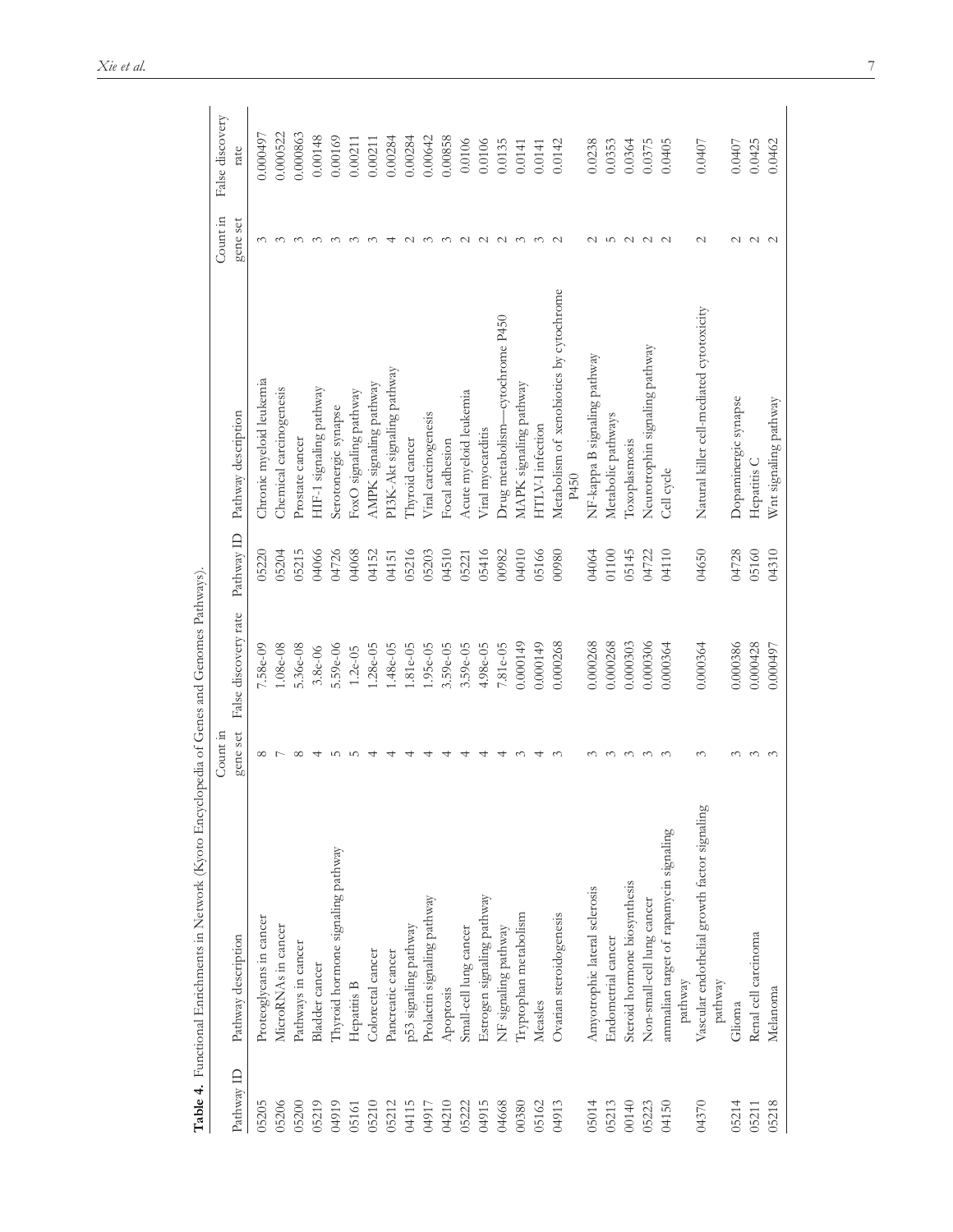**Table 4.** Functional Enrichments in Network (Kyoto Encyclopedia of Genes and Genomes Pathways).

| Pathway ID | Pathway description | Count in gene set | False discovery rate | Pathway ID | Pathway description | Count in gene set | False discovery rate |
|---|---|---|---|---|---|---|---|
| 05205 | Proteoglycans in cancer | 8 | 7.58e-09 | 05220 | Chronic myeloid leukemia | 3 | 0.000497 |
| 05206 | MicroRNAs in cancer | 7 | 1.08e-08 | 05204 | Chemical carcinogenesis | 3 | 0.000522 |
| 05200 | Pathways in cancer | 8 | 5.36e-08 | 05215 | Prostate cancer | 3 | 0.000863 |
| 05219 | Bladder cancer | 4 | 3.8e-06 | 04066 | HIF-1 signaling pathway | 3 | 0.00148 |
| 04919 | Thyroid hormone signaling pathway | 5 | 5.59e-06 | 04726 | Serotonergic synapse | 3 | 0.00169 |
| 05161 | Hepatitis B | 5 | 1.2e-05 | 04068 | FoxO signaling pathway | 3 | 0.00211 |
| 05210 | Colorectal cancer | 4 | 1.28e-05 | 04152 | AMPK signaling pathway | 3 | 0.00211 |
| 05212 | Pancreatic cancer | 4 | 1.48e-05 | 04151 | PI3K-Akt signaling pathway | 4 | 0.00284 |
| 04115 | p53 signaling pathway | 4 | 1.81e-05 | 05216 | Thyroid cancer | 2 | 0.00284 |
| 04917 | Prolactin signaling pathway | 4 | 1.95e-05 | 05203 | Viral carcinogenesis | 3 | 0.00642 |
| 04210 | Apoptosis | 4 | 3.59e-05 | 04510 | Focal adhesion | 3 | 0.00858 |
| 05222 | Small-cell lung cancer | 4 | 3.59e-05 | 05221 | Acute myeloid leukemia | 2 | 0.0106 |
| 04915 | Estrogen signaling pathway | 4 | 4.98e-05 | 05416 | Viral myocarditis | 2 | 0.0106 |
| 04668 | NF signaling pathway | 4 | 7.81e-05 | 00982 | Drug metabolism—cytochrome P450 | 2 | 0.0135 |
| 00380 | Tryptophan metabolism | 3 | 0.000149 | 04010 | MAPK signaling pathway | 3 | 0.0141 |
| 05162 | Measles | 4 | 0.000149 | 05166 | HTLV-I infection | 3 | 0.0141 |
| 04913 | Ovarian steroidogenesis | 3 | 0.000268 | 00980 | Metabolism of xenobiotics by cytochrome P450 | 2 | 0.0142 |
| 05014 | Amyotrophic lateral sclerosis | 3 | 0.000268 | 04064 | NF-kappa B signaling pathway | 2 | 0.0238 |
| 05213 | Endometrial cancer | 3 | 0.000268 | 01100 | Metabolic pathways | 5 | 0.0353 |
| 00140 | Steroid hormone biosynthesis | 3 | 0.000303 | 05145 | Toxoplasmosis | 2 | 0.0364 |
| 05223 | Non-small-cell lung cancer | 3 | 0.000306 | 04722 | Neurotrophin signaling pathway | 2 | 0.0375 |
| 04150 | ammalian target of rapamycin signaling pathway | 3 | 0.000364 | 04110 | Cell cycle | 2 | 0.0405 |
| 04370 | Vascular endothelial growth factor signaling pathway | 3 | 0.000364 | 04650 | Natural killer cell-mediated cytotoxicity | 2 | 0.0407 |
| 05214 | Glioma | 3 | 0.000386 | 04728 | Dopaminergic synapse | 2 | 0.0407 |
| 05211 | Renal cell carcinoma | 3 | 0.000428 | 05160 | Hepatitis C | 2 | 0.0425 |
| 05218 | Melanoma | 3 | 0.000497 | 04310 | Wnt signaling pathway | 2 | 0.0462 |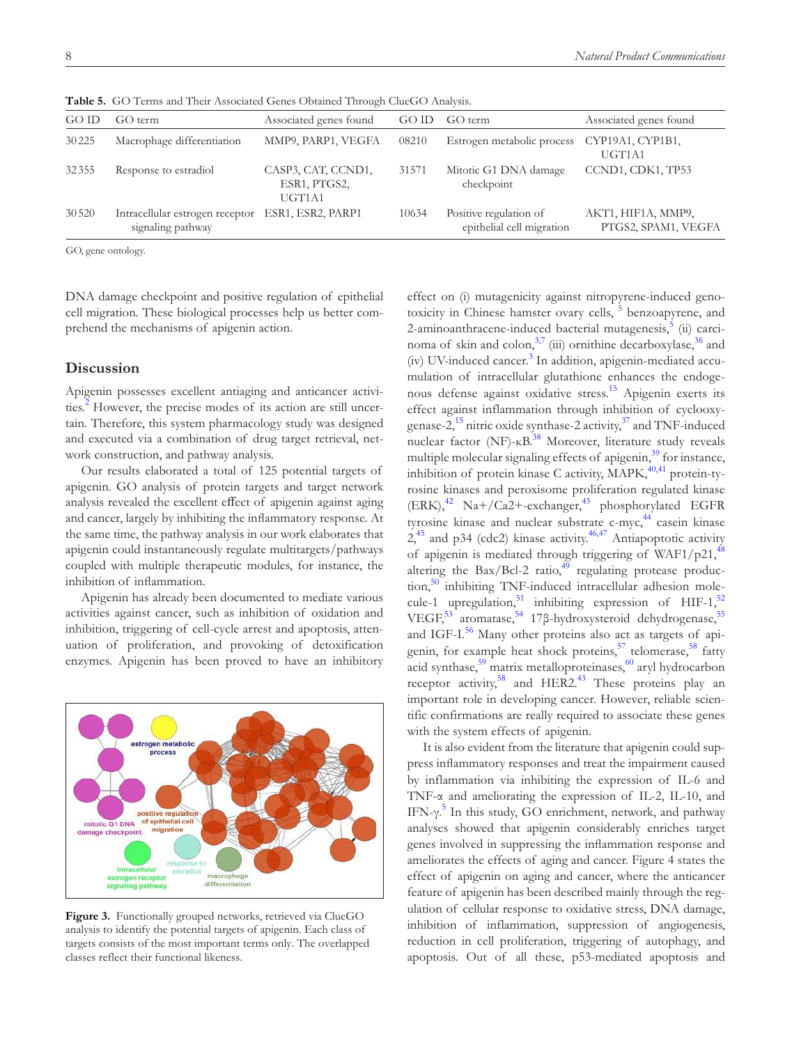**Table 5.** GO Terms and Their Associated Genes Obtained Through ClueGO Analysis.

| GO ID | GO term | Associated genes found | GO ID | GO term | Associated genes found |
|---|---|---|---|---|---|
| 30225 | Macrophage differentiation | MMP9, PARP1, VEGFA | 08210 | Estrogen metabolic process | CYP19A1, CYP1B1, UGT1A1 |
| 32355 | Response to estradiol | CASP3, CAT, CCND1, ESR1, PTGS2, UGT1A1 | 31571 | Mitotic G1 DNA damage checkpoint | CCND1, CDK1, TP53 |
| 30520 | Intracellular estrogen receptor signaling pathway | ESR1, ESR2, PARP1 | 10634 | Positive regulation of epithelial cell migration | AKT1, HIF1A, MMP9, PTGS2, SPAM1, VEGFA |

GO, gene ontology.

DNA damage checkpoint and positive regulation of epithelial cell migration. These biological processes help us better comprehend the mechanisms of apigenin action.

## Discussion

Apigenin possesses excellent antiaging and anticancer activities.[2] However, the precise modes of its action are still uncertain. Therefore, this system pharmacology study was designed and executed via a combination of drug target retrieval, network construction, and pathway analysis.

Our results elaborated a total of 125 potential targets of apigenin. GO analysis of protein targets and target network analysis revealed the excellent effect of apigenin against aging and cancer, largely by inhibiting the inflammatory response. At the same time, the pathway analysis in our work elaborates that apigenin could instantaneously regulate multitargets/pathways coupled with multiple therapeutic modules, for instance, the inhibition of inflammation.

Apigenin has already been documented to mediate various activities against cancer, such as inhibition of oxidation and inhibition, triggering of cell-cycle arrest and apoptosis, attenuation of proliferation, and provoking of detoxification enzymes. Apigenin has been proved to have an inhibitory effect on (i) mutagenicity against nitropyrene-induced genotoxicity in Chinese hamster ovary cells, [5] benzoapyrene, and 2-aminoanthracene-induced bacterial mutagenesis,[5] (ii) carcinoma of skin and colon,[3,7] (iii) ornithine decarboxylase,[36] and (iv) UV-induced cancer.[3] In addition, apigenin-mediated accumulation of intracellular glutathione enhances the endogenous defense against oxidative stress.[15] Apigenin exerts its effect against inflammation through inhibition of cyclooxygenase-2,[15] nitric oxide synthase-2 activity,[37] and TNF-induced nuclear factor (NF)-κB.[38] Moreover, literature study reveals multiple molecular signaling effects of apigenin,[39] for instance, inhibition of protein kinase C activity, MAPK,[40,41] protein-tyrosine kinases and peroxisome proliferation regulated kinase (ERK),[42] Na+/Ca2+-exchanger,[43] phosphorylated EGFR tyrosine kinase and nuclear substrate c-myc,[44] casein kinase 2,[45] and p34 (cdc2) kinase activity.[46,47] Antiapoptotic activity of apigenin is mediated through triggering of WAF1/p21,[48] altering the Bax/Bcl-2 ratio,[49] regulating protease production,[50] inhibiting TNF-induced intracellular adhesion molecule-1 upregulation,[51] inhibiting expression of HIF-1,[52] VEGF,[53] aromatase,[54] 17β-hydroxysteroid dehydrogenase,[55] and IGF-I.[56] Many other proteins also act as targets of apigenin, for example heat shock proteins,[57] telomerase,[58] fatty acid synthase,[59] matrix metalloproteinases,[60] aryl hydrocarbon receptor activity,[58] and HER2.[43] These proteins play an important role in developing cancer. However, reliable scientific confirmations are really required to associate these genes with the system effects of apigenin.

**Figure 3.** Functionally grouped networks, retrieved via ClueGO analysis to identify the potential targets of apigenin. Each class of targets consists of the most important terms only. The overlapped classes reflect their functional likeness.

It is also evident from the literature that apigenin could suppress inflammatory responses and treat the impairment caused by inflammation via inhibiting the expression of IL-6 and TNF-α and ameliorating the expression of IL-2, IL-10, and IFN-γ.[5] In this study, GO enrichment, network, and pathway analyses showed that apigenin considerably enriches target genes involved in suppressing the inflammation response and ameliorates the effects of aging and cancer. Figure 4 states the effect of apigenin on aging and cancer, where the anticancer feature of apigenin has been described mainly through the regulation of cellular response to oxidative stress, DNA damage, inhibition of inflammation, suppression of angiogenesis, reduction in cell proliferation, triggering of autophagy, and apoptosis. Out of all these, p53-mediated apoptosis and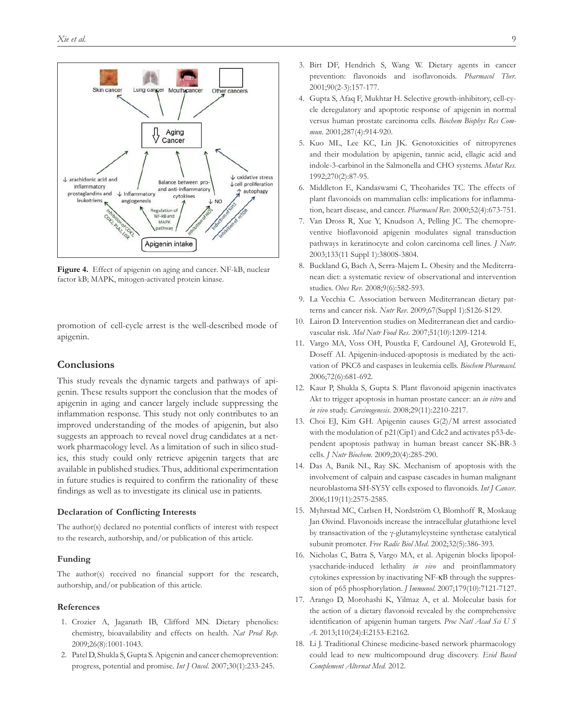Figure 4. Effect of apigenin on aging and cancer. NF-kB, nuclear factor kB; MAPK, mitogen-activated protein kinase.

promotion of cell-cycle arrest is the well-described mode of apigenin.

## Conclusions

This study reveals the dynamic targets and pathways of apigenin. These results support the conclusion that the modes of apigenin in aging and cancer largely include suppressing the inflammation response. This study not only contributes to an improved understanding of the modes of apigenin, but also suggests an approach to reveal novel drug candidates at a network pharmacology level. As a limitation of such in silico studies, this study could only retrieve apigenin targets that are available in published studies. Thus, additional experimentation in future studies is required to confirm the rationality of these findings as well as to investigate its clinical use in patients.

### Declaration of Conflicting Interests

The author(s) declared no potential conflicts of interest with respect to the research, authorship, and/or publication of this article.

### Funding

The author(s) received no financial support for the research, authorship, and/or publication of this article.

### References

1. Crozier A, Jaganath IB, Clifford MN. Dietary phenolics: chemistry, bioavailability and effects on health. *Nat Prod Rep*. 2009;26(8):1001-1043.
2. Patel D, Shukla S, Gupta S. Apigenin and cancer chemoprevention: progress, potential and promise. *Int J Oncol*. 2007;30(1):233-245.
3. Birt DF, Hendrich S, Wang W. Dietary agents in cancer prevention: flavonoids and isoflavonoids. *Pharmacol Ther*. 2001;90(2-3):157-177.
4. Gupta S, Afaq F, Mukhtar H. Selective growth-inhibitory, cell-cycle deregulatory and apoptotic response of apigenin in normal versus human prostate carcinoma cells. *Biochem Biophys Res Commun*. 2001;287(4):914-920.
5. Kuo ML, Lee KC, Lin JK. Genotoxicities of nitropyrenes and their modulation by apigenin, tannic acid, ellagic acid and indole-3-carbinol in the Salmonella and CHO systems. *Mutat Res*. 1992;270(2):87-95.
6. Middleton E, Kandaswami C, Theoharides TC. The effects of plant flavonoids on mammalian cells: implications for inflammation, heart disease, and cancer. *Pharmacol Rev*. 2000;52(4):673-751.
7. Van Dross R, Xue Y, Knudson A, Pelling JC. The chemopreventive bioflavonoid apigenin modulates signal transduction pathways in keratinocyte and colon carcinoma cell lines. *J Nutr*. 2003;133(11 Suppl 1):3800S-3804.
8. Buckland G, Bach A, Serra-Majem L. Obesity and the Mediterranean diet: a systematic review of observational and intervention studies. *Obes Rev*. 2008;9(6):582-593.
9. La Vecchia C. Association between Mediterranean dietary patterns and cancer risk. *Nutr Rev*. 2009;67(Suppl 1):S126-S129.
10. Lairon D. Intervention studies on Mediterranean diet and cardiovascular risk. *Mol Nutr Food Res*. 2007;51(10):1209-1214.
11. Vargo MA, Voss OH, Poustka F, Cardounel AJ, Grotewold E, Doseff AI. Apigenin-induced-apoptosis is mediated by the activation of PKCδ and caspases in leukemia cells. *Biochem Pharmacol*. 2006;72(6):681-692.
12. Kaur P, Shukla S, Gupta S. Plant flavonoid apigenin inactivates Akt to trigger apoptosis in human prostate cancer: an *in vitro* and *in vivo* study. *Carcinogenesis*. 2008;29(11):2210-2217.
13. Choi EJ, Kim GH. Apigenin causes G(2)/M arrest associated with the modulation of p21(Cip1) and Cdc2 and activates p53-dependent apoptosis pathway in human breast cancer SK-BR-3 cells. *J Nutr Biochem*. 2009;20(4):285-290.
14. Das A, Banik NL, Ray SK. Mechanism of apoptosis with the involvement of calpain and caspase cascades in human malignant neuroblastoma SH-SY5Y cells exposed to flavonoids. *Int J Cancer*. 2006;119(11):2575-2585.
15. Myhrstad MC, Carlsen H, Nordström O, Blomhoff R, Moskaug Jan Øivind. Flavonoids increase the intracellular glutathione level by transactivation of the γ-glutamylcysteine synthetase catalytical subunit promoter. *Free Radic Biol Med*. 2002;32(5):386-393.
16. Nicholas C, Batra S, Vargo MA, et al. Apigenin blocks lipopolysaccharide-induced lethality *in vivo* and proinflammatory cytokines expression by inactivating NF-κB through the suppression of p65 phosphorylation. *J Immunol*. 2007;179(10):7121-7127.
17. Arango D, Morohashi K, Yilmaz A, et al. Molecular basis for the action of a dietary flavonoid revealed by the comprehensive identification of apigenin human targets. *Proc Natl Acad Sci U S A*. 2013;110(24):E2153-E2162.
18. Li J. Traditional Chinese medicine-based network pharmacology could lead to new multicompound drug discovery. *Evid Based Complement Alternat Med*. 2012.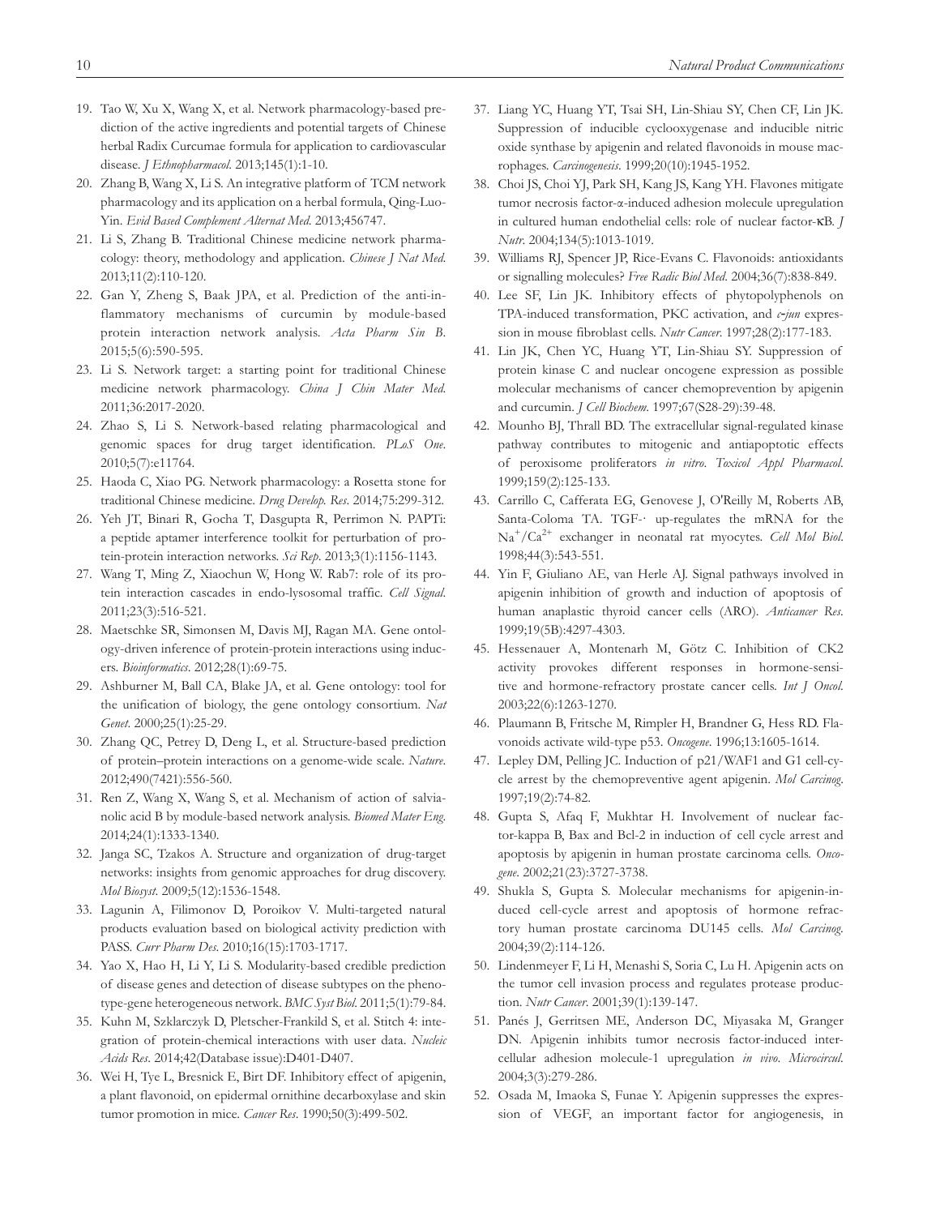19. Tao W, Xu X, Wang X, et al. Network pharmacology-based prediction of the active ingredients and potential targets of Chinese herbal Radix Curcumae formula for application to cardiovascular disease. *J Ethnopharmacol*. 2013;145(1):1-10.
20. Zhang B, Wang X, Li S. An integrative platform of TCM network pharmacology and its application on a herbal formula, Qing-Luo-Yin. *Evid Based Complement Alternat Med*. 2013;456747.
21. Li S, Zhang B. Traditional Chinese medicine network pharmacology: theory, methodology and application. *Chinese J Nat Med*. 2013;11(2):110-120.
22. Gan Y, Zheng S, Baak JPA, et al. Prediction of the anti-inflammatory mechanisms of curcumin by module-based protein interaction network analysis. *Acta Pharm Sin B*. 2015;5(6):590-595.
23. Li S. Network target: a starting point for traditional Chinese medicine network pharmacology. *China J Chin Mater Med*. 2011;36:2017-2020.
24. Zhao S, Li S. Network-based relating pharmacological and genomic spaces for drug target identification. *PLoS One*. 2010;5(7):e11764.
25. Haoda C, Xiao PG. Network pharmacology: a Rosetta stone for traditional Chinese medicine. *Drug Develop. Res*. 2014;75:299-312.
26. Yeh JT, Binari R, Gocha T, Dasgupta R, Perrimon N. PAPTi: a peptide aptamer interference toolkit for perturbation of protein-protein interaction networks. *Sci Rep*. 2013;3(1):1156-1143.
27. Wang T, Ming Z, Xiaochun W, Hong W. Rab7: role of its protein interaction cascades in endo-lysosomal traffic. *Cell Signal*. 2011;23(3):516-521.
28. Maetschke SR, Simonsen M, Davis MJ, Ragan MA. Gene ontology-driven inference of protein-protein interactions using inducers. *Bioinformatics*. 2012;28(1):69-75.
29. Ashburner M, Ball CA, Blake JA, et al. Gene ontology: tool for the unification of biology, the gene ontology consortium. *Nat Genet*. 2000;25(1):25-29.
30. Zhang QC, Petrey D, Deng L, et al. Structure-based prediction of protein–protein interactions on a genome-wide scale. *Nature*. 2012;490(7421):556-560.
31. Ren Z, Wang X, Wang S, et al. Mechanism of action of salvianolic acid B by module-based network analysis. *Biomed Mater Eng*. 2014;24(1):1333-1340.
32. Janga SC, Tzakos A. Structure and organization of drug-target networks: insights from genomic approaches for drug discovery. *Mol Biosyst*. 2009;5(12):1536-1548.
33. Lagunin A, Filimonov D, Poroikov V. Multi-targeted natural products evaluation based on biological activity prediction with PASS. *Curr Pharm Des*. 2010;16(15):1703-1717.
34. Yao X, Hao H, Li Y, Li S. Modularity-based credible prediction of disease genes and detection of disease subtypes on the phenotype-gene heterogeneous network. *BMC Syst Biol*. 2011;5(1):79-84.
35. Kuhn M, Szklarczyk D, Pletscher-Frankild S, et al. Stitch 4: integration of protein-chemical interactions with user data. *Nucleic Acids Res*. 2014;42(Database issue):D401-D407.
36. Wei H, Tye L, Bresnick E, Birt DF. Inhibitory effect of apigenin, a plant flavonoid, on epidermal ornithine decarboxylase and skin tumor promotion in mice. *Cancer Res*. 1990;50(3):499-502.
37. Liang YC, Huang YT, Tsai SH, Lin-Shiau SY, Chen CF, Lin JK. Suppression of inducible cyclooxygenase and inducible nitric oxide synthase by apigenin and related flavonoids in mouse macrophages. *Carcinogenesis*. 1999;20(10):1945-1952.
38. Choi JS, Choi YJ, Park SH, Kang JS, Kang YH. Flavones mitigate tumor necrosis factor-α-induced adhesion molecule upregulation in cultured human endothelial cells: role of nuclear factor-κB. *J Nutr*. 2004;134(5):1013-1019.
39. Williams RJ, Spencer JP, Rice-Evans C. Flavonoids: antioxidants or signalling molecules? *Free Radic Biol Med*. 2004;36(7):838-849.
40. Lee SF, Lin JK. Inhibitory effects of phytopolyphenols on TPA-induced transformation, PKC activation, and *c-jun* expression in mouse fibroblast cells. *Nutr Cancer*. 1997;28(2):177-183.
41. Lin JK, Chen YC, Huang YT, Lin-Shiau SY. Suppression of protein kinase C and nuclear oncogene expression as possible molecular mechanisms of cancer chemoprevention by apigenin and curcumin. *J Cell Biochem*. 1997;67(S28-29):39-48.
42. Mounho BJ, Thrall BD. The extracellular signal-regulated kinase pathway contributes to mitogenic and antiapoptotic effects of peroxisome proliferators *in vitro*. *Toxicol Appl Pharmacol*. 1999;159(2):125-133.
43. Carrillo C, Cafferata EG, Genovese J, O'Reilly M, Roberts AB, Santa-Coloma TA. TGF-· up-regulates the mRNA for the $Na^{+}/Ca^{2+}$ exchanger in neonatal rat myocytes. *Cell Mol Biol*. 1998;44(3):543-551.
44. Yin F, Giuliano AE, van Herle AJ. Signal pathways involved in apigenin inhibition of growth and induction of apoptosis of human anaplastic thyroid cancer cells (ARO). *Anticancer Res*. 1999;19(5B):4297-4303.
45. Hessenauer A, Montenarh M, Götz C. Inhibition of CK2 activity provokes different responses in hormone-sensitive and hormone-refractory prostate cancer cells. *Int J Oncol*. 2003;22(6):1263-1270.
46. Plaumann B, Fritsche M, Rimpler H, Brandner G, Hess RD. Flavonoids activate wild-type p53. *Oncogene*. 1996;13:1605-1614.
47. Lepley DM, Pelling JC. Induction of p21/WAF1 and G1 cell-cycle arrest by the chemopreventive agent apigenin. *Mol Carcinog*. 1997;19(2):74-82.
48. Gupta S, Afaq F, Mukhtar H. Involvement of nuclear factor-kappa B, Bax and Bcl-2 in induction of cell cycle arrest and apoptosis by apigenin in human prostate carcinoma cells. *Oncogene*. 2002;21(23):3727-3738.
49. Shukla S, Gupta S. Molecular mechanisms for apigenin-induced cell-cycle arrest and apoptosis of hormone refractory human prostate carcinoma DU145 cells. *Mol Carcinog*. 2004;39(2):114-126.
50. Lindenmeyer F, Li H, Menashi S, Soria C, Lu H. Apigenin acts on the tumor cell invasion process and regulates protease production. *Nutr Cancer*. 2001;39(1):139-147.
51. Panés J, Gerritsen ME, Anderson DC, Miyasaka M, Granger DN. Apigenin inhibits tumor necrosis factor-induced intercellular adhesion molecule-1 upregulation *in vivo*. *Microcircul*. 2004;3(3):279-286.
52. Osada M, Imaoka S, Funae Y. Apigenin suppresses the expression of VEGF, an important factor for angiogenesis, in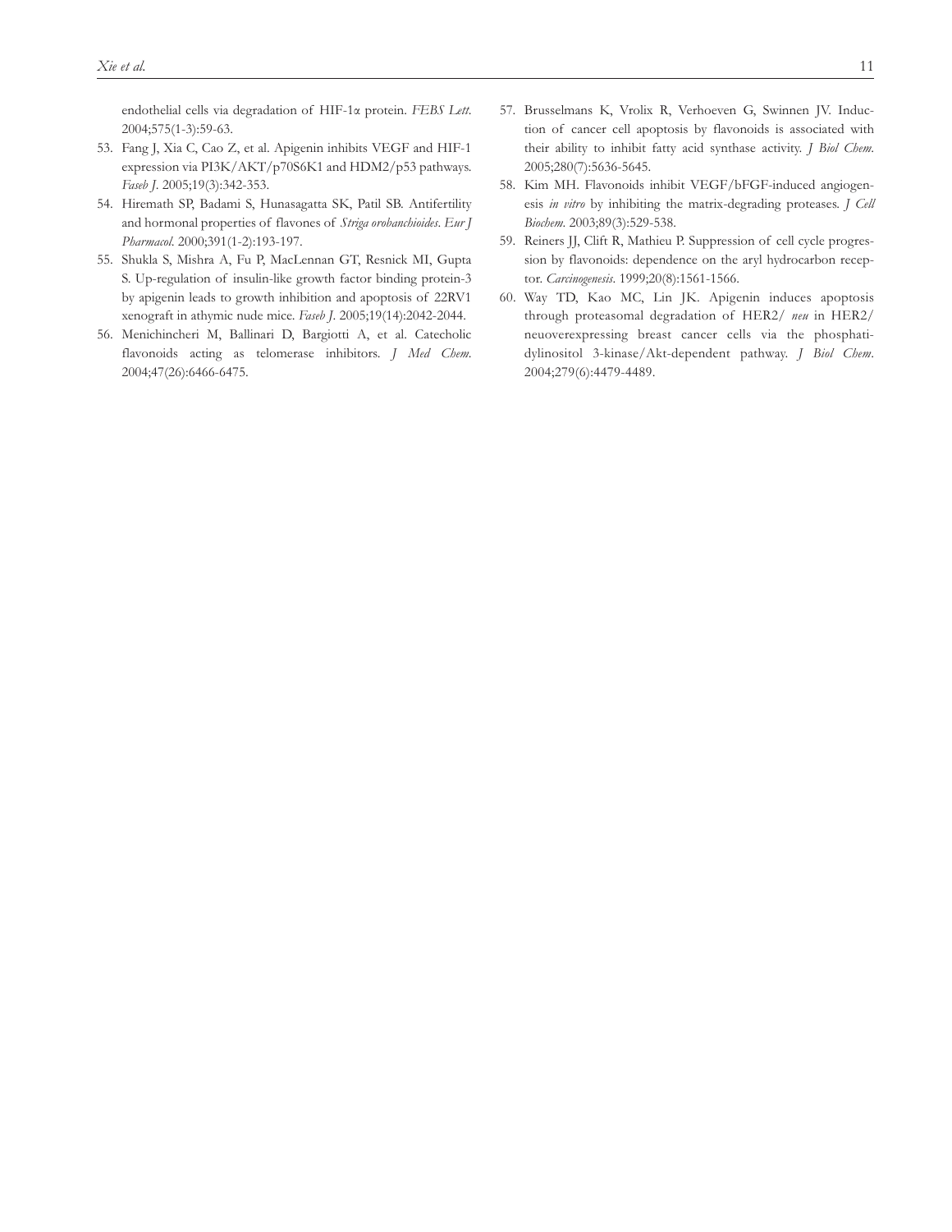endothelial cells via degradation of HIF-1α protein. *FEBS Lett*. 2004;575(1-3):59-63.

53. Fang J, Xia C, Cao Z, et al. Apigenin inhibits VEGF and HIF-1 expression via PI3K/AKT/p70S6K1 and HDM2/p53 pathways. *Faseb J*. 2005;19(3):342-353.
54. Hiremath SP, Badami S, Hunasagatta SK, Patil SB. Antifertility and hormonal properties of flavones of *Striga orobanchioides*. *Eur J Pharmacol*. 2000;391(1-2):193-197.
55. Shukla S, Mishra A, Fu P, MacLennan GT, Resnick MI, Gupta S. Up-regulation of insulin-like growth factor binding protein-3 by apigenin leads to growth inhibition and apoptosis of 22RV1 xenograft in athymic nude mice. *Faseb J*. 2005;19(14):2042-2044.
56. Menichincheri M, Ballinari D, Bargiotti A, et al. Catecholic flavonoids acting as telomerase inhibitors. *J Med Chem*. 2004;47(26):6466-6475.
57. Brusselmans K, Vrolix R, Verhoeven G, Swinnen JV. Induction of cancer cell apoptosis by flavonoids is associated with their ability to inhibit fatty acid synthase activity. *J Biol Chem*. 2005;280(7):5636-5645.
58. Kim MH. Flavonoids inhibit VEGF/bFGF-induced angiogenesis *in vitro* by inhibiting the matrix-degrading proteases. *J Cell Biochem*. 2003;89(3):529-538.
59. Reiners JJ, Clift R, Mathieu P. Suppression of cell cycle progression by flavonoids: dependence on the aryl hydrocarbon receptor. *Carcinogenesis*. 1999;20(8):1561-1566.
60. Way TD, Kao MC, Lin JK. Apigenin induces apoptosis through proteasomal degradation of HER2/ *neu* in HER2/ neuoverexpressing breast cancer cells via the phosphatidylinositol 3-kinase/Akt-dependent pathway. *J Biol Chem*. 2004;279(6):4479-4489.